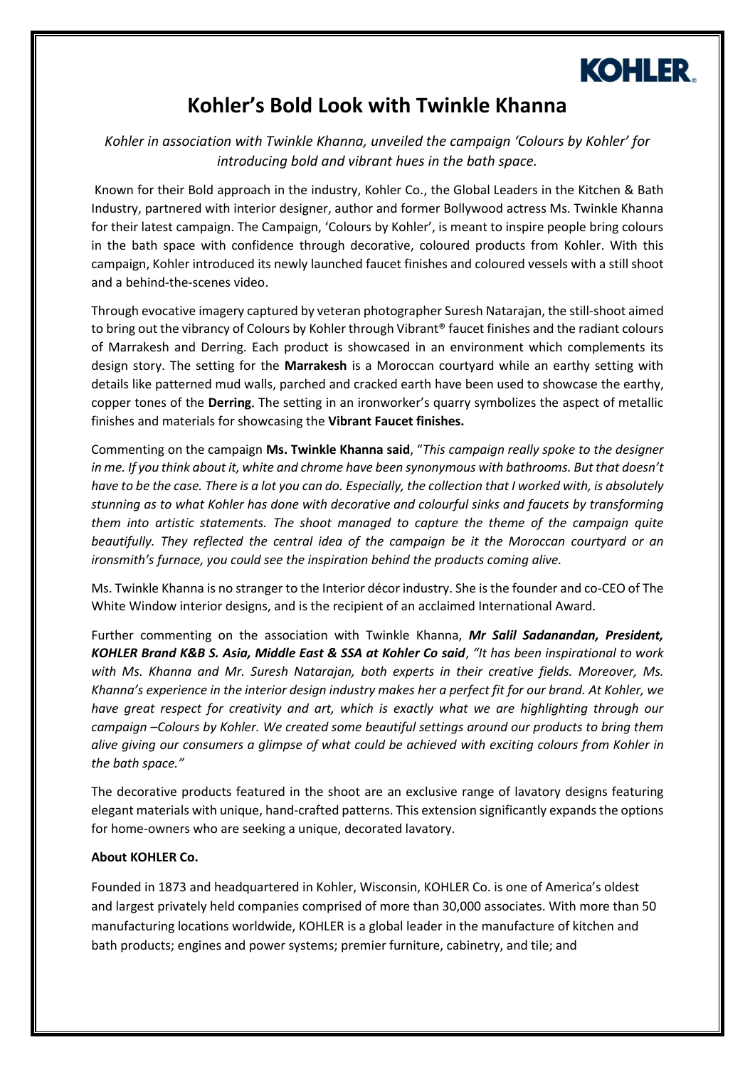KOHLER

# Kohler's Bold Look with Twinkle Khanna

*Kohler in association with Twinkle Khanna, unveiled the campaign 'Colours by Kohler' for introducing bold and vibrant hues in the bath space.*

Known for their Bold approach in the industry, Kohler Co., the Global Leaders in the Kitchen & Bath Industry, partnered with interior designer, author and former Bollywood actress Ms. Twinkle Khanna for their latest campaign. The Campaign, 'Colours by Kohler', is meant to inspire people bring colours in the bath space with confidence through decorative, coloured products from Kohler. With this campaign, Kohler introduced its newly launched faucet finishes and coloured vessels with a still shoot and a behind-the-scenes video.

Through evocative imagery captured by veteran photographer Suresh Natarajan, the still-shoot aimed to bring out the vibrancy of Colours by Kohler through Vibrant® faucet finishes and the radiant colours of Marrakesh and Derring. Each product is showcased in an environment which complements its design story. The setting for the **Marrakesh** is a Moroccan courtyard while an earthy setting with details like patterned mud walls, parched and cracked earth have been used to showcase the earthy, copper tones of the **Derring**. The setting in an ironworker's quarry symbolizes the aspect of metallic finishes and materials for showcasing the **Vibrant Faucet finishes.**

Commenting on the campaign **Ms. Twinkle Khanna said**, "*This campaign really spoke to the designer in me. If you think about it, white and chrome have been synonymous with bathrooms. But that doesn't have to be the case. There is a lot you can do. Especially, the collection that I worked with, is absolutely stunning as to what Kohler has done with decorative and colourful sinks and faucets by transforming them into artistic statements. The shoot managed to capture the theme of the campaign quite beautifully. They reflected the central idea of the campaign be it the Moroccan courtyard or an ironsmith's furnace, you could see the inspiration behind the products coming alive.*

Ms. Twinkle Khanna is no stranger to the Interior décor industry. She is the founder and co-CEO of The White Window interior designs, and is the recipient of an acclaimed International Award.

Further commenting on the association with Twinkle Khanna, ***Mr Salil Sadanandan, President, KOHLER Brand K&B S. Asia, Middle East & SSA at Kohler Co said***, *"It has been inspirational to work with Ms. Khanna and Mr. Suresh Natarajan, both experts in their creative fields. Moreover, Ms. Khanna's experience in the interior design industry makes her a perfect fit for our brand. At Kohler, we have great respect for creativity and art, which is exactly what we are highlighting through our campaign –Colours by Kohler. We created some beautiful settings around our products to bring them alive giving our consumers a glimpse of what could be achieved with exciting colours from Kohler in the bath space."*

The decorative products featured in the shoot are an exclusive range of lavatory designs featuring elegant materials with unique, hand-crafted patterns. This extension significantly expands the options for home-owners who are seeking a unique, decorated lavatory.

**About KOHLER Co.**

Founded in 1873 and headquartered in Kohler, Wisconsin, KOHLER Co. is one of America's oldest and largest privately held companies comprised of more than 30,000 associates. With more than 50 manufacturing locations worldwide, KOHLER is a global leader in the manufacture of kitchen and bath products; engines and power systems; premier furniture, cabinetry, and tile; and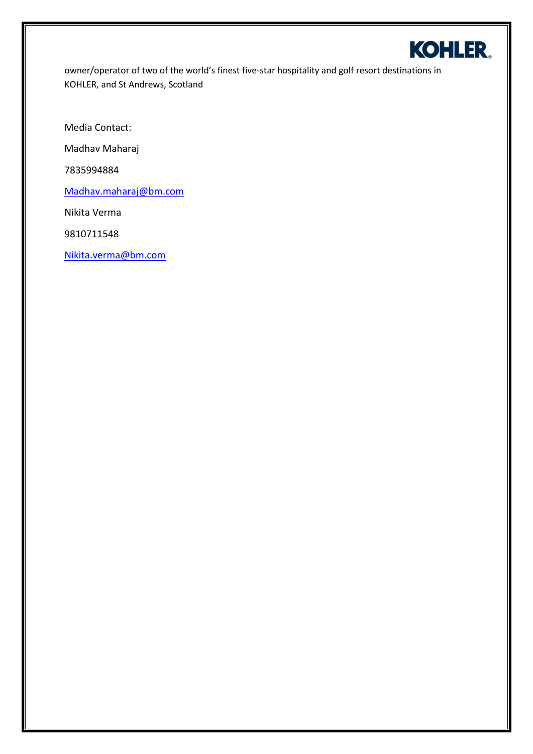owner/operator of two of the world's finest five-star hospitality and golf resort destinations in KOHLER, and St Andrews, Scotland

Media Contact:

Madhav Maharaj

7835994884

Madhav.maharaj@bm.com

Nikita Verma

9810711548

Nikita.verma@bm.com